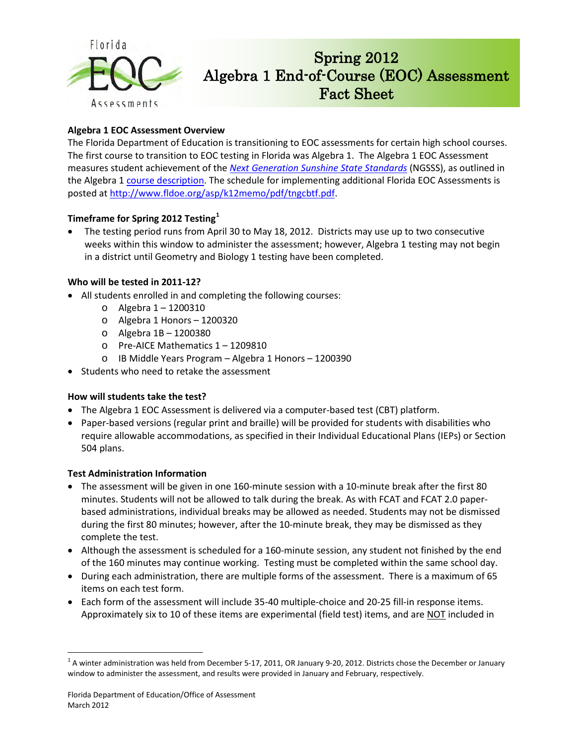Florida EOC Assessments

# Spring 2012 Algebra 1 End-of-Course (EOC) Assessment Fact Sheet

**Algebra 1 EOC Assessment Overview**

The Florida Department of Education is transitioning to EOC assessments for certain high school courses. The first course to transition to EOC testing in Florida was Algebra 1. The Algebra 1 EOC Assessment measures student achievement of the *Next Generation Sunshine State Standards* (NGSSS), as outlined in the Algebra 1 course description. The schedule for implementing additional Florida EOC Assessments is posted at http://www.fldoe.org/asp/k12memo/pdf/tngcbtf.pdf.

**Timeframe for Spring 2012 Testing[1]**

- The testing period runs from April 30 to May 18, 2012. Districts may use up to two consecutive weeks within this window to administer the assessment; however, Algebra 1 testing may not begin in a district until Geometry and Biology 1 testing have been completed.

**Who will be tested in 2011-12?**

- All students enrolled in and completing the following courses:
  - Algebra 1 – 1200310
  - Algebra 1 Honors – 1200320
  - Algebra 1B – 1200380
  - Pre-AICE Mathematics 1 – 1209810
  - IB Middle Years Program – Algebra 1 Honors – 1200390
- Students who need to retake the assessment

**How will students take the test?**

- The Algebra 1 EOC Assessment is delivered via a computer-based test (CBT) platform.
- Paper-based versions (regular print and braille) will be provided for students with disabilities who require allowable accommodations, as specified in their Individual Educational Plans (IEPs) or Section 504 plans.

**Test Administration Information**

- The assessment will be given in one 160-minute session with a 10-minute break after the first 80 minutes. Students will not be allowed to talk during the break. As with FCAT and FCAT 2.0 paper-based administrations, individual breaks may be allowed as needed. Students may not be dismissed during the first 80 minutes; however, after the 10-minute break, they may be dismissed as they complete the test.
- Although the assessment is scheduled for a 160-minute session, any student not finished by the end of the 160 minutes may continue working. Testing must be completed within the same school day.
- During each administration, there are multiple forms of the assessment. There is a maximum of 65 items on each test form.
- Each form of the assessment will include 35-40 multiple-choice and 20-25 fill-in response items. Approximately six to 10 of these items are experimental (field test) items, and are NOT included in

[1] A winter administration was held from December 5-17, 2011, OR January 9-20, 2012. Districts chose the December or January window to administer the assessment, and results were provided in January and February, respectively.

Florida Department of Education/Office of Assessment
March 2012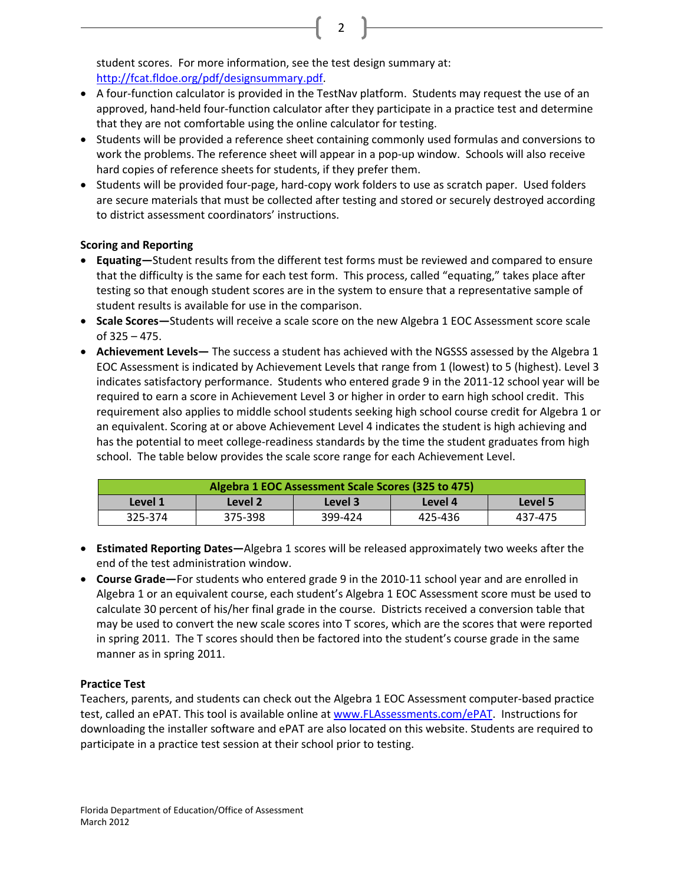student scores. For more information, see the test design summary at: http://fcat.fldoe.org/pdf/designsummary.pdf.

- A four-function calculator is provided in the TestNav platform. Students may request the use of an approved, hand-held four-function calculator after they participate in a practice test and determine that they are not comfortable using the online calculator for testing.
- Students will be provided a reference sheet containing commonly used formulas and conversions to work the problems. The reference sheet will appear in a pop-up window. Schools will also receive hard copies of reference sheets for students, if they prefer them.
- Students will be provided four-page, hard-copy work folders to use as scratch paper. Used folders are secure materials that must be collected after testing and stored or securely destroyed according to district assessment coordinators' instructions.

**Scoring and Reporting**

- **Equating—**Student results from the different test forms must be reviewed and compared to ensure that the difficulty is the same for each test form. This process, called "equating," takes place after testing so that enough student scores are in the system to ensure that a representative sample of student results is available for use in the comparison.
- **Scale Scores—**Students will receive a scale score on the new Algebra 1 EOC Assessment score scale of 325 – 475.
- **Achievement Levels—** The success a student has achieved with the NGSSS assessed by the Algebra 1 EOC Assessment is indicated by Achievement Levels that range from 1 (lowest) to 5 (highest). Level 3 indicates satisfactory performance. Students who entered grade 9 in the 2011-12 school year will be required to earn a score in Achievement Level 3 or higher in order to earn high school credit. This requirement also applies to middle school students seeking high school course credit for Algebra 1 or an equivalent. Scoring at or above Achievement Level 4 indicates the student is high achieving and has the potential to meet college-readiness standards by the time the student graduates from high school. The table below provides the scale score range for each Achievement Level.

| Algebra 1 EOC Assessment Scale Scores (325 to 475) | | | | |
|---|---|---|---|---|
| Level 1 | Level 2 | Level 3 | Level 4 | Level 5 |
| 325-374 | 375-398 | 399-424 | 425-436 | 437-475 |

- **Estimated Reporting Dates—**Algebra 1 scores will be released approximately two weeks after the end of the test administration window.
- **Course Grade—**For students who entered grade 9 in the 2010-11 school year and are enrolled in Algebra 1 or an equivalent course, each student's Algebra 1 EOC Assessment score must be used to calculate 30 percent of his/her final grade in the course. Districts received a conversion table that may be used to convert the new scale scores into T scores, which are the scores that were reported in spring 2011. The T scores should then be factored into the student's course grade in the same manner as in spring 2011.

**Practice Test**

Teachers, parents, and students can check out the Algebra 1 EOC Assessment computer-based practice test, called an ePAT. This tool is available online at www.FLAssessments.com/ePAT. Instructions for downloading the installer software and ePAT are also located on this website. Students are required to participate in a practice test session at their school prior to testing.

Florida Department of Education/Office of Assessment
March 2012